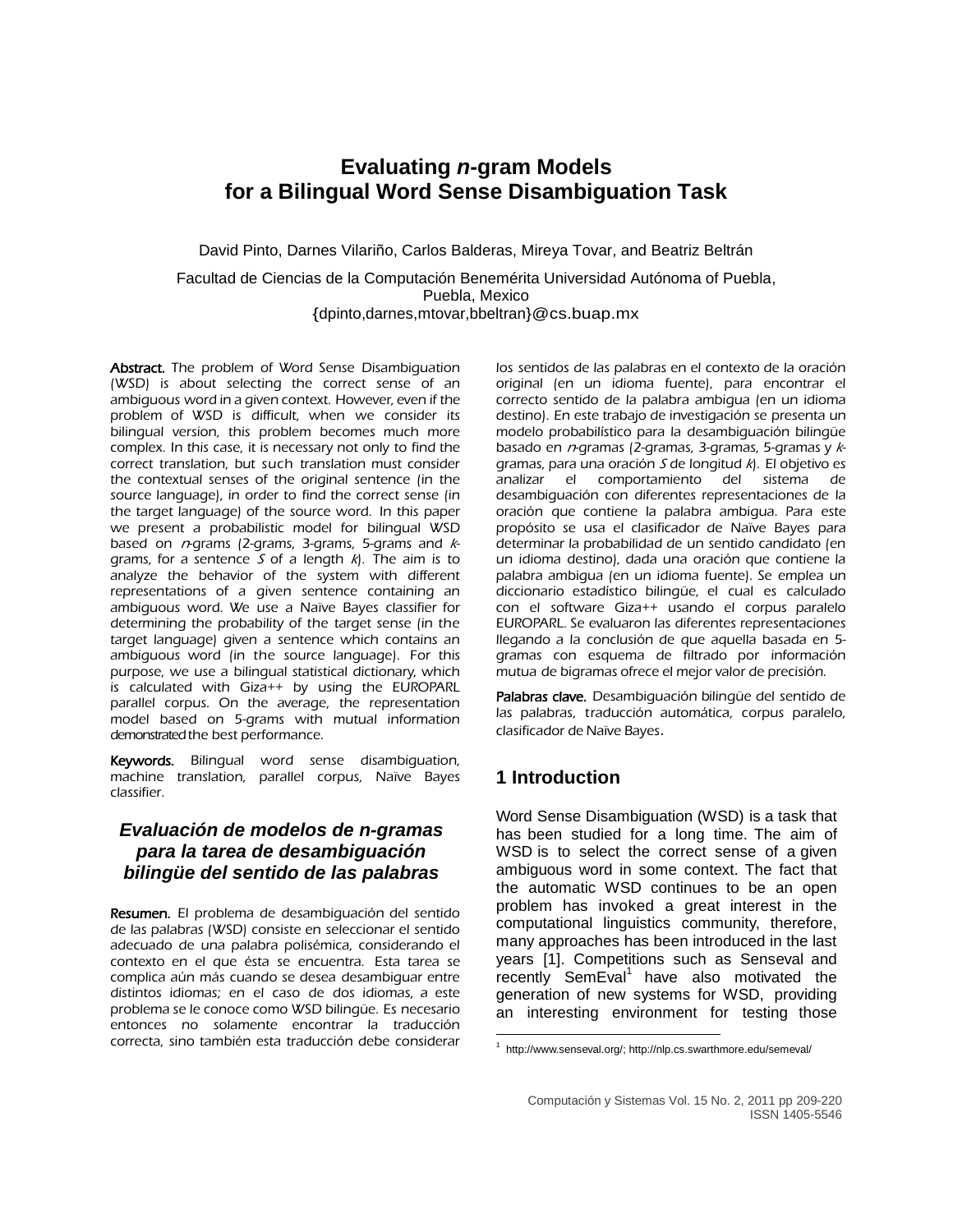# Evaluating *n*-gram Models for a Bilingual Word Sense Disambiguation Task

David Pinto, Darnes Vilariño, Carlos Balderas, Mireya Tovar, and Beatriz Beltrán

Facultad de Ciencias de la Computación Benemérita Universidad Autónoma of Puebla, Puebla, Mexico
{dpinto,darnes,mtovar,bbeltran}@cs.buap.mx

**Abstract.** The problem of Word Sense Disambiguation (WSD) is about selecting the correct sense of an ambiguous word in a given context. However, even if the problem of WSD is difficult, when we consider its bilingual version, this problem becomes much more complex. In this case, it is necessary not only to find the correct translation, but such translation must consider the contextual senses of the original sentence (in the source language), in order to find the correct sense (in the target language) of the source word. In this paper we present a probabilistic model for bilingual WSD based on *n*-grams (2-grams, 3-grams, 5-grams and *k*-grams, for a sentence *S* of a length *k*). The aim is to analyze the behavior of the system with different representations of a given sentence containing an ambiguous word. We use a Naïve Bayes classifier for determining the probability of the target sense (in the target language) given a sentence which contains an ambiguous word (in the source language). For this purpose, we use a bilingual statistical dictionary, which is calculated with Giza++ by using the EUROPARL parallel corpus. On the average, the representation model based on 5-grams with mutual information demonstrated the best performance.

**Keywords.** Bilingual word sense disambiguation, machine translation, parallel corpus, Naïve Bayes classifier.

## *Evaluación de modelos de n-gramas para la tarea de desambiguación bilingüe del sentido de las palabras*

**Resumen.** El problema de desambiguación del sentido de las palabras (WSD) consiste en seleccionar el sentido adecuado de una palabra polisémica, considerando el contexto en el que ésta se encuentra. Esta tarea se complica aún más cuando se desea desambiguar entre distintos idiomas; en el caso de dos idiomas, a este problema se le conoce como WSD bilingüe. Es necesario entonces no solamente encontrar la traducción correcta, sino también esta traducción debe considerar los sentidos de las palabras en el contexto de la oración original (en un idioma fuente), para encontrar el correcto sentido de la palabra ambigua (en un idioma destino). En este trabajo de investigación se presenta un modelo probabilístico para la desambiguación bilingüe basado en *n*-gramas (2-gramas, 3-gramas, 5-gramas y *k*-gramas, para una oración *S* de longitud *k*). El objetivo es analizar el comportamiento del sistema de desambiguación con diferentes representaciones de la oración que contiene la palabra ambigua. Para este propósito se usa el clasificador de Naïve Bayes para determinar la probabilidad de un sentido candidato (en un idioma destino), dada una oración que contiene la palabra ambigua (en un idioma fuente). Se emplea un diccionario estadístico bilingüe, el cual es calculado con el software Giza++ usando el corpus paralelo EUROPARL. Se evaluaron las diferentes representaciones llegando a la conclusión de que aquella basada en 5-gramas con esquema de filtrado por información mutua de bigramas ofrece el mejor valor de precisión.

**Palabras clave.** Desambiguación bilingüe del sentido de las palabras, traducción automática, corpus paralelo, clasificador de Naïve Bayes.

## 1 Introduction

Word Sense Disambiguation (WSD) is a task that has been studied for a long time. The aim of WSD is to select the correct sense of a given ambiguous word in some context. The fact that the automatic WSD continues to be an open problem has invoked a great interest in the computational linguistics community, therefore, many approaches has been introduced in the last years [1]. Competitions such as Senseval and recently SemEval[1] have also motivated the generation of new systems for WSD, providing an interesting environment for testing those

[1] http://www.senseval.org/; http://nlp.cs.swarthmore.edu/semeval/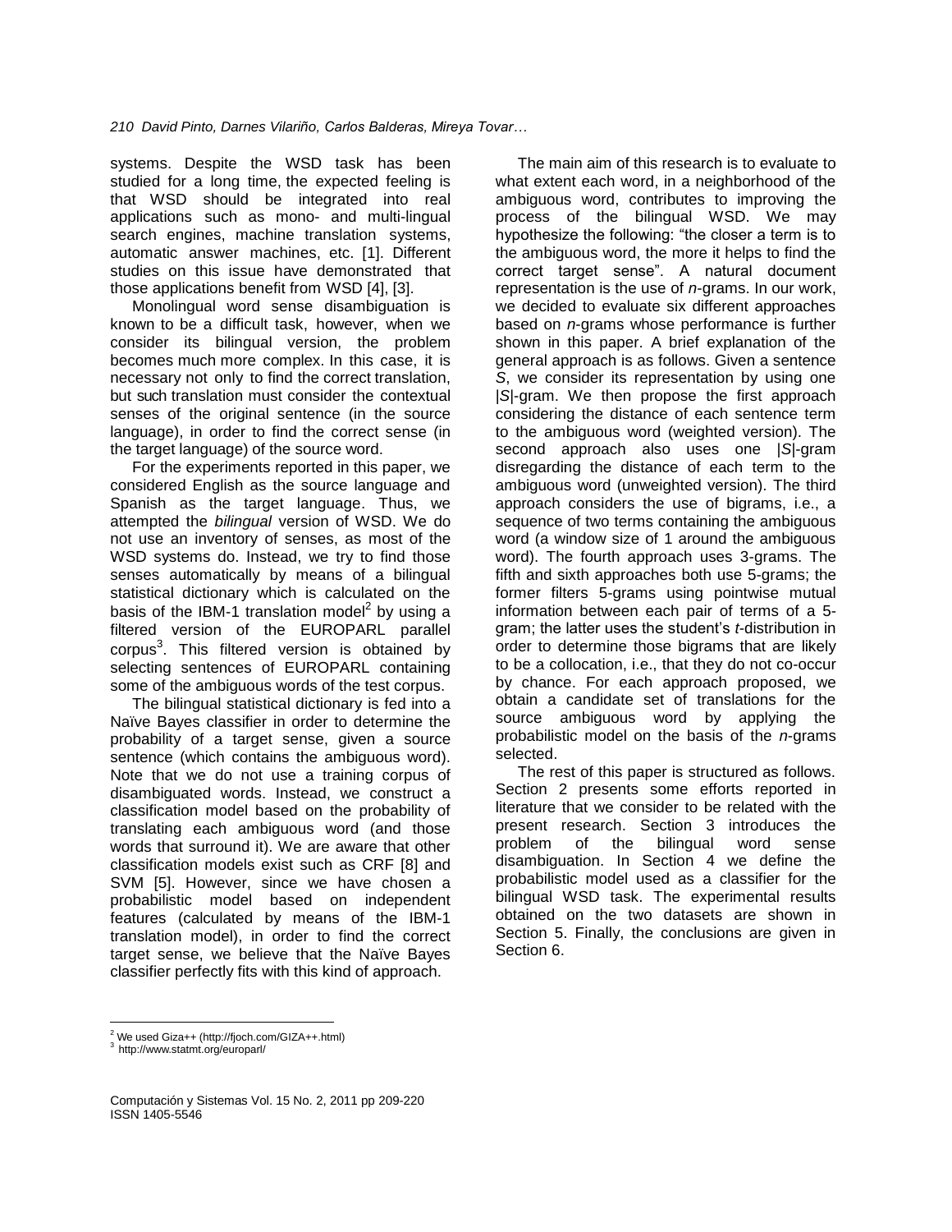systems. Despite the WSD task has been studied for a long time, the expected feeling is that WSD should be integrated into real applications such as mono- and multi-lingual search engines, machine translation systems, automatic answer machines, etc. [1]. Different studies on this issue have demonstrated that those applications benefit from WSD [4], [3].

Monolingual word sense disambiguation is known to be a difficult task, however, when we consider its bilingual version, the problem becomes much more complex. In this case, it is necessary not only to find the correct translation, but such translation must consider the contextual senses of the original sentence (in the source language), in order to find the correct sense (in the target language) of the source word.

For the experiments reported in this paper, we considered English as the source language and Spanish as the target language. Thus, we attempted the *bilingual* version of WSD. We do not use an inventory of senses, as most of the WSD systems do. Instead, we try to find those senses automatically by means of a bilingual statistical dictionary which is calculated on the basis of the IBM-1 translation model[2] by using a filtered version of the EUROPARL parallel corpus[3]. This filtered version is obtained by selecting sentences of EUROPARL containing some of the ambiguous words of the test corpus.

The bilingual statistical dictionary is fed into a Naïve Bayes classifier in order to determine the probability of a target sense, given a source sentence (which contains the ambiguous word). Note that we do not use a training corpus of disambiguated words. Instead, we construct a classification model based on the probability of translating each ambiguous word (and those words that surround it). We are aware that other classification models exist such as CRF [8] and SVM [5]. However, since we have chosen a probabilistic model based on independent features (calculated by means of the IBM-1 translation model), in order to find the correct target sense, we believe that the Naïve Bayes classifier perfectly fits with this kind of approach.

The main aim of this research is to evaluate to what extent each word, in a neighborhood of the ambiguous word, contributes to improving the process of the bilingual WSD. We may hypothesize the following: "the closer a term is to the ambiguous word, the more it helps to find the correct target sense". A natural document representation is the use of *n*-grams. In our work, we decided to evaluate six different approaches based on *n*-grams whose performance is further shown in this paper. A brief explanation of the general approach is as follows. Given a sentence $S$, we consider its representation by using one $|S|$-gram. We then propose the first approach considering the distance of each sentence term to the ambiguous word (weighted version). The second approach also uses one $|S|$-gram disregarding the distance of each term to the ambiguous word (unweighted version). The third approach considers the use of bigrams, i.e., a sequence of two terms containing the ambiguous word (a window size of 1 around the ambiguous word). The fourth approach uses 3-grams. The fifth and sixth approaches both use 5-grams; the former filters 5-grams using pointwise mutual information between each pair of terms of a 5-gram; the latter uses the student's *t*-distribution in order to determine those bigrams that are likely to be a collocation, i.e., that they do not co-occur by chance. For each approach proposed, we obtain a candidate set of translations for the source ambiguous word by applying the probabilistic model on the basis of the *n*-grams selected.

The rest of this paper is structured as follows. Section 2 presents some efforts reported in literature that we consider to be related with the present research. Section 3 introduces the problem of the bilingual word sense disambiguation. In Section 4 we define the probabilistic model used as a classifier for the bilingual WSD task. The experimental results obtained on the two datasets are shown in Section 5. Finally, the conclusions are given in Section 6.

---

[2] We used Giza++ (http://fjoch.com/GIZA++.html)

[3] http://www.statmt.org/europarl/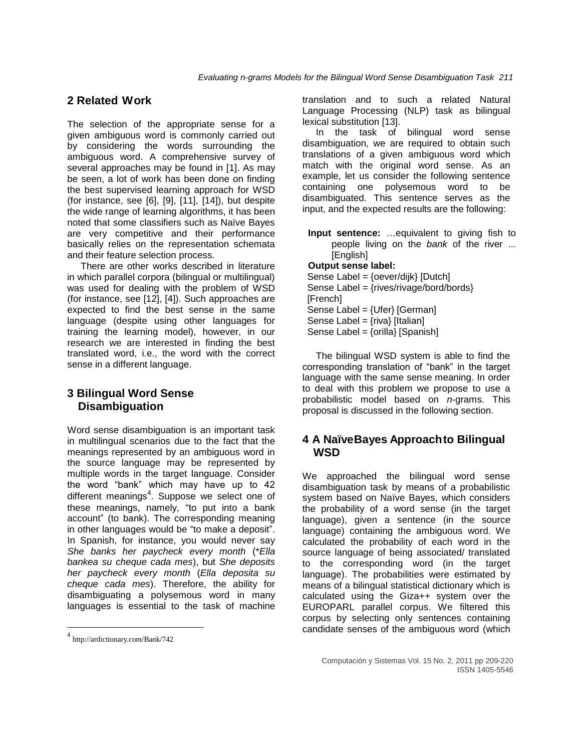## 2 Related Work

The selection of the appropriate sense for a given ambiguous word is commonly carried out by considering the words surrounding the ambiguous word. A comprehensive survey of several approaches may be found in [1]. As may be seen, a lot of work has been done on finding the best supervised learning approach for WSD (for instance, see [6], [9], [11], [14]), but despite the wide range of learning algorithms, it has been noted that some classifiers such as Naïve Bayes are very competitive and their performance basically relies on the representation schemata and their feature selection process.

There are other works described in literature in which parallel corpora (bilingual or multilingual) was used for dealing with the problem of WSD (for instance, see [12], [4]). Such approaches are expected to find the best sense in the same language (despite using other languages for training the learning model), however, in our research we are interested in finding the best translated word, i.e., the word with the correct sense in a different language.

## 3 Bilingual Word Sense Disambiguation

Word sense disambiguation is an important task in multilingual scenarios due to the fact that the meanings represented by an ambiguous word in the source language may be represented by multiple words in the target language. Consider the word "bank" which may have up to 42 different meanings[4]. Suppose we select one of these meanings, namely, "to put into a bank account" (to bank). The corresponding meaning in other languages would be "to make a deposit". In Spanish, for instance, you would never say *She banks her paycheck every month* (\**Ella bankea su cheque cada mes*), but *She deposits her paycheck every month* (*Ella deposita su cheque cada mes*). Therefore, the ability for disambiguating a polysemous word in many languages is essential to the task of machine translation and to such a related Natural Language Processing (NLP) task as bilingual lexical substitution [13].

In the task of bilingual word sense disambiguation, we are required to obtain such translations of a given ambiguous word which match with the original word sense. As an example, let us consider the following sentence containing one polysemous word to be disambiguated. This sentence serves as the input, and the expected results are the following:

**Input sentence:** …equivalent to giving fish to people living on the *bank* of the river ... [English]

**Output sense label:**

Sense Label = {oever/dijk} [Dutch]
Sense Label = {rives/rivage/bord/bords} [French]
Sense Label = {Ufer} [German]
Sense Label = {riva} [Italian]
Sense Label = {orilla} [Spanish]

The bilingual WSD system is able to find the corresponding translation of "bank" in the target language with the same sense meaning. In order to deal with this problem we propose to use a probabilistic model based on *n*-grams. This proposal is discussed in the following section.

## 4 A NaïveBayes Approachto Bilingual WSD

We approached the bilingual word sense disambiguation task by means of a probabilistic system based on Naïve Bayes, which considers the probability of a word sense (in the target language), given a sentence (in the source language) containing the ambiguous word. We calculated the probability of each word in the source language of being associated/ translated to the corresponding word (in the target language). The probabilities were estimated by means of a bilingual statistical dictionary which is calculated using the Giza++ system over the EUROPARL parallel corpus. We filtered this corpus by selecting only sentences containing candidate senses of the ambiguous word (which

[4] http://ardictionary.com/Bank/742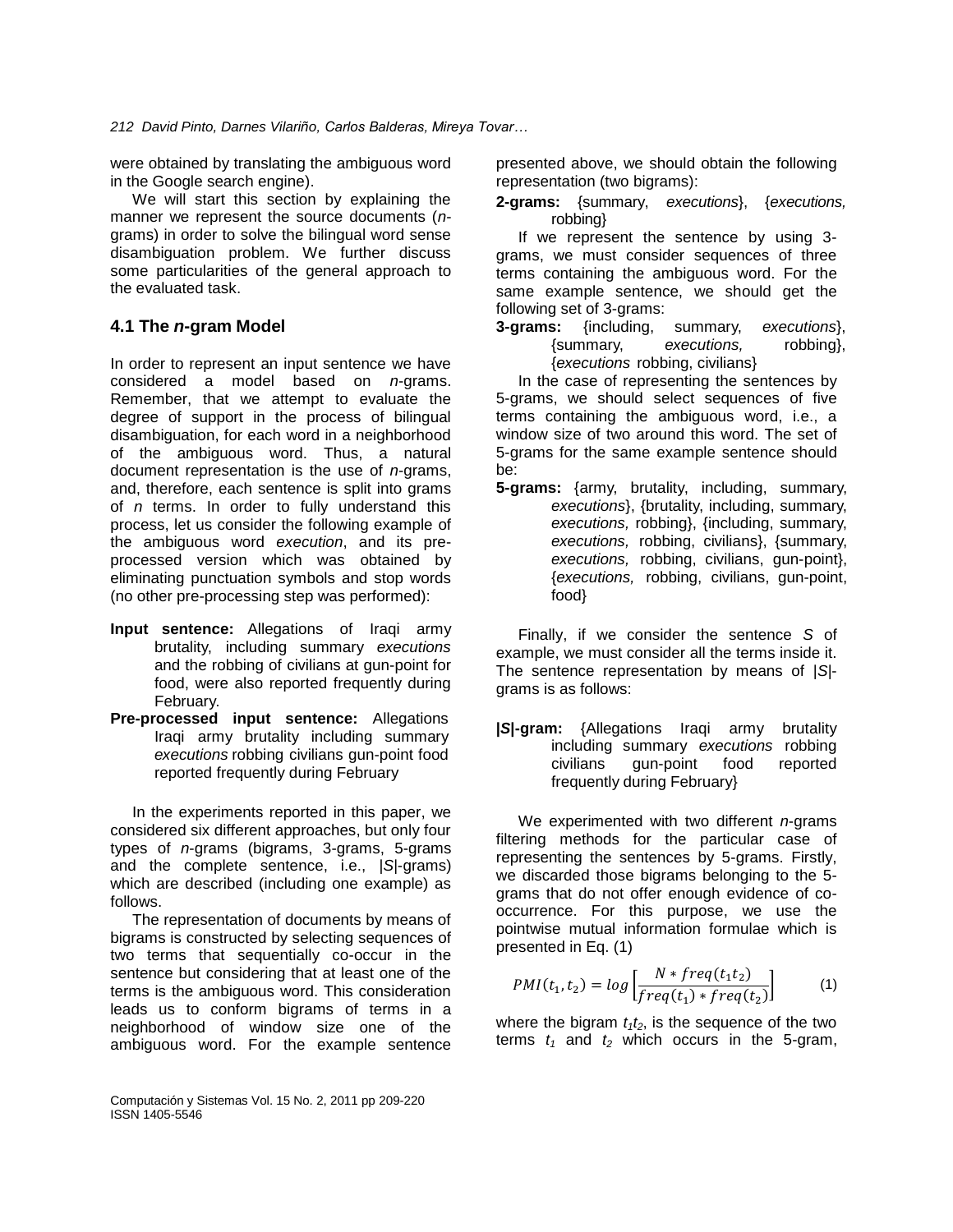were obtained by translating the ambiguous word in the Google search engine).

We will start this section by explaining the manner we represent the source documents (*n*-grams) in order to solve the bilingual word sense disambiguation problem. We further discuss some particularities of the general approach to the evaluated task.

### 4.1 The *n*-gram Model

In order to represent an input sentence we have considered a model based on *n*-grams. Remember, that we attempt to evaluate the degree of support in the process of bilingual disambiguation, for each word in a neighborhood of the ambiguous word. Thus, a natural document representation is the use of *n*-grams, and, therefore, each sentence is split into grams of *n* terms. In order to fully understand this process, let us consider the following example of the ambiguous word *execution*, and its pre-processed version which was obtained by eliminating punctuation symbols and stop words (no other pre-processing step was performed):

**Input sentence:** Allegations of Iraqi army brutality, including summary *executions* and the robbing of civilians at gun-point for food, were also reported frequently during February.

**Pre-processed input sentence:** Allegations Iraqi army brutality including summary *executions* robbing civilians gun-point food reported frequently during February

In the experiments reported in this paper, we considered six different approaches, but only four types of *n*-grams (bigrams, 3-grams, 5-grams and the complete sentence, i.e., |*S*|-grams) which are described (including one example) as follows.

The representation of documents by means of bigrams is constructed by selecting sequences of two terms that sequentially co-occur in the sentence but considering that at least one of the terms is the ambiguous word. This consideration leads us to conform bigrams of terms in a neighborhood of window size one of the ambiguous word. For the example sentence presented above, we should obtain the following representation (two bigrams):

**2-grams:** {summary, *executions*}, {*executions,* robbing}

If we represent the sentence by using 3-grams, we must consider sequences of three terms containing the ambiguous word. For the same example sentence, we should get the following set of 3-grams:

**3-grams:** {including, summary, *executions*}, {summary, *executions,* robbing}, {*executions* robbing, civilians}

In the case of representing the sentences by 5-grams, we should select sequences of five terms containing the ambiguous word, i.e., a window size of two around this word. The set of 5-grams for the same example sentence should be:

**5-grams:** {army, brutality, including, summary, *executions*}, {brutality, including, summary, *executions,* robbing}, {including, summary, *executions,* robbing, civilians}, {summary, *executions,* robbing, civilians, gun-point}, {*executions,* robbing, civilians, gun-point, food}

Finally, if we consider the sentence *S* of example, we must consider all the terms inside it. The sentence representation by means of |*S*|-grams is as follows:

**|*S*|-gram:** {Allegations Iraqi army brutality including summary *executions* robbing civilians gun-point food reported frequently during February}

We experimented with two different *n*-grams filtering methods for the particular case of representing the sentences by 5-grams. Firstly, we discarded those bigrams belonging to the 5-grams that do not offer enough evidence of co-occurrence. For this purpose, we use the pointwise mutual information formulae which is presented in Eq. (1)

$$PMI(t_1, t_2) = log\left[\frac{N * freq(t_1 t_2)}{freq(t_1) * freq(t_2)}\right] \quad (1)$$

where the bigram $t_1t_2$, is the sequence of the two terms $t_1$ and $t_2$ which occurs in the 5-gram,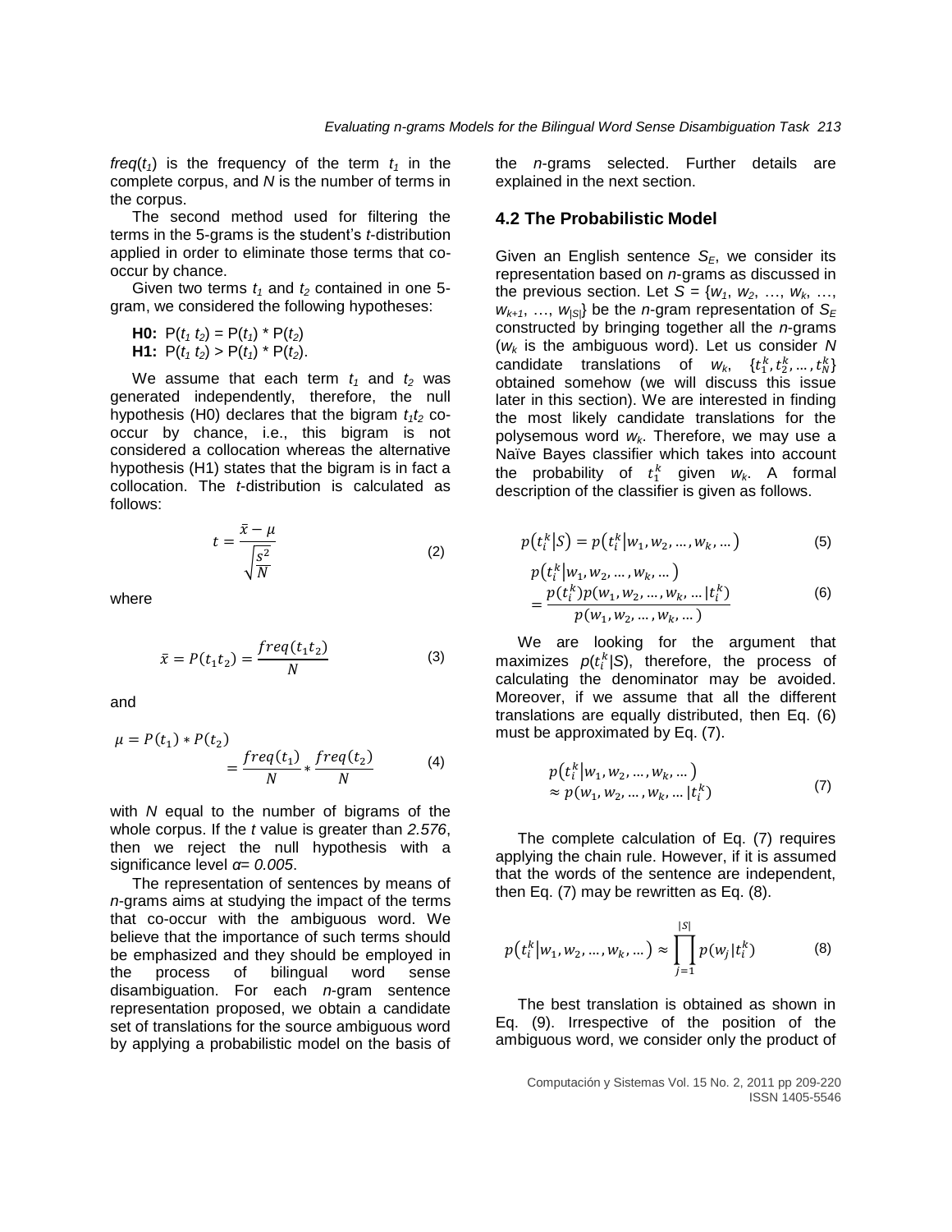$freq(t_1)$ is the frequency of the term $t_1$ in the complete corpus, and $N$ is the number of terms in the corpus.

The second method used for filtering the terms in the 5-grams is the student's *t*-distribution applied in order to eliminate those terms that co-occur by chance.

Given two terms $t_1$ and $t_2$ contained in one 5-gram, we considered the following hypotheses:

**H0:** $P(t_1 t_2) = P(t_1) * P(t_2)$
**H1:** $P(t_1 t_2) > P(t_1) * P(t_2)$.

We assume that each term $t_1$ and $t_2$ was generated independently, therefore, the null hypothesis (H0) declares that the bigram $t_1t_2$ co-occur by chance, i.e., this bigram is not considered a collocation whereas the alternative hypothesis (H1) states that the bigram is in fact a collocation. The *t*-distribution is calculated as follows:

$$t = \frac{\bar{x} - \mu}{\sqrt{\frac{s^2}{N}}} \tag{2}$$

where

$$\bar{x} = P(t_1 t_2) = \frac{freq(t_1 t_2)}{N} \tag{3}$$

and

$$\mu = P(t_1) * P(t_2) = \frac{freq(t_1)}{N} * \frac{freq(t_2)}{N} \tag{4}$$

with $N$ equal to the number of bigrams of the whole corpus. If the $t$ value is greater than *2.576*, then we reject the null hypothesis with a significance level $\alpha = 0.005$.

The representation of sentences by means of *n*-grams aims at studying the impact of the terms that co-occur with the ambiguous word. We believe that the importance of such terms should be emphasized and they should be employed in the process of bilingual word sense disambiguation. For each *n*-gram sentence representation proposed, we obtain a candidate set of translations for the source ambiguous word by applying a probabilistic model on the basis of the *n*-grams selected. Further details are explained in the next section.

### 4.2 The Probabilistic Model

Given an English sentence $S_E$, we consider its representation based on *n*-grams as discussed in the previous section. Let $S = \{w_1, w_2, \ldots, w_k, \ldots, w_{k+1}, \ldots, w_{|S|}\}$ be the *n*-gram representation of $S_E$ constructed by bringing together all the *n*-grams ($w_k$ is the ambiguous word). Let us consider $N$ candidate translations of $w_k$, $\{t_1^k, t_2^k, \ldots, t_N^k\}$ obtained somehow (we will discuss this issue later in this section). We are interested in finding the most likely candidate translations for the polysemous word $w_k$. Therefore, we may use a Naïve Bayes classifier which takes into account the probability of $t_1^k$ given $w_k$. A formal description of the classifier is given as follows.

$$p(t_i^k | S) = p(t_i^k | w_1, w_2, \ldots, w_k, \ldots) \tag{5}$$

$$p(t_i^k | w_1, w_2, \ldots, w_k, \ldots) = \frac{p(t_i^k) p(w_1, w_2, \ldots, w_k, \ldots | t_i^k)}{p(w_1, w_2, \ldots, w_k, \ldots)} \tag{6}$$

We are looking for the argument that maximizes $p(t_i^k|S)$, therefore, the process of calculating the denominator may be avoided. Moreover, if we assume that all the different translations are equally distributed, then Eq. (6) must be approximated by Eq. (7).

$$p(t_i^k | w_1, w_2, \ldots, w_k, \ldots) \approx p(w_1, w_2, \ldots, w_k, \ldots | t_i^k) \tag{7}$$

The complete calculation of Eq. (7) requires applying the chain rule. However, if it is assumed that the words of the sentence are independent, then Eq. (7) may be rewritten as Eq. (8).

$$p(t_i^k | w_1, w_2, \ldots, w_k, \ldots) \approx \prod_{j=1}^{|S|} p(w_j | t_i^k) \tag{8}$$

The best translation is obtained as shown in Eq. (9). Irrespective of the position of the ambiguous word, we consider only the product of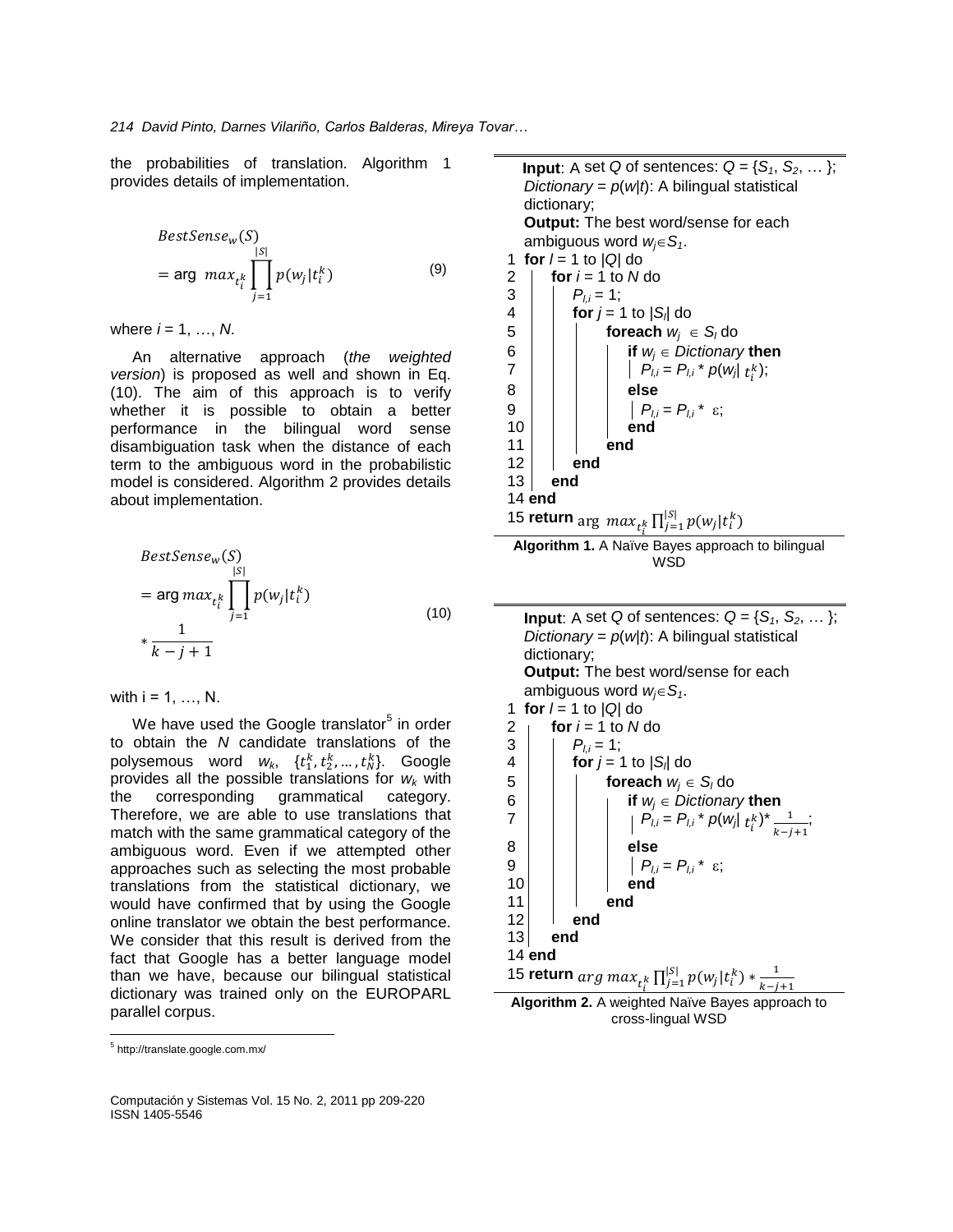the probabilities of translation. Algorithm 1 provides details of implementation.

$$BestSense_w(S) = \arg\ max_{t_i^k} \prod_{j=1}^{|S|} p(w_j|t_i^k) \quad (9)$$

where $i = 1, \ldots, N$.

An alternative approach (*the weighted version*) is proposed as well and shown in Eq. (10). The aim of this approach is to verify whether it is possible to obtain a better performance in the bilingual word sense disambiguation task when the distance of each term to the ambiguous word in the probabilistic model is considered. Algorithm 2 provides details about implementation.

$$BestSense_w(S) = \arg max_{t_i^k} \prod_{j=1}^{|S|} p(w_j|t_i^k) * \frac{1}{k-j+1} \quad (10)$$

with i = 1, …, N.

We have used the Google translator[5] in order to obtain the *N* candidate translations of the polysemous word $w_k$, $\{t_1^k, t_2^k, \ldots, t_N^k\}$. Google provides all the possible translations for $w_k$ with the corresponding grammatical category. Therefore, we are able to use translations that match with the same grammatical category of the ambiguous word. Even if we attempted other approaches such as selecting the most probable translations from the statistical dictionary, we would have confirmed that by using the Google online translator we obtain the best performance. We consider that this result is derived from the fact that Google has a better language model than we have, because our bilingual statistical dictionary was trained only on the EUROPARL parallel corpus.

[5] http://translate.google.com.mx/

```
Input: A set Q of sentences: Q = {S_1, S_2, … };
Dictionary = p(w|t): A bilingual statistical dictionary;
Output: The best word/sense for each ambiguous word w_j ∈ S_1.
1  for l = 1 to |Q| do
2  |  for i = 1 to N do
3  |  |  P_{l,i} = 1;
4  |  |  for j = 1 to |S_l| do
5  |  |  |  foreach w_j ∈ S_l do
6  |  |  |  |  if w_j ∈ Dictionary then
7  |  |  |  |  |  P_{l,i} = P_{l,i} * p(w_j| t_i^k);
8  |  |  |  |  else
9  |  |  |  |  |  P_{l,i} = P_{l,i} * ε;
10 |  |  |  |  end
11 |  |  |  end
12 |  |  end
13 |  end
14 end
15 return arg max_{t_i^k} ∏_{j=1}^{|S|} p(w_j|t_i^k)
```

**Algorithm 1.** A Naïve Bayes approach to bilingual WSD

```
Input: A set Q of sentences: Q = {S_1, S_2, … };
Dictionary = p(w|t): A bilingual statistical dictionary;
Output: The best word/sense for each ambiguous word w_j ∈ S_1.
1  for l = 1 to |Q| do
2  |  for i = 1 to N do
3  |  |  P_{l,i} = 1;
4  |  |  for j = 1 to |S_l| do
5  |  |  |  foreach w_j ∈ S_l do
6  |  |  |  |  if w_j ∈ Dictionary then
7  |  |  |  |  |  P_{l,i} = P_{l,i} * p(w_j| t_i^k) * 1/(k-j+1);
8  |  |  |  |  else
9  |  |  |  |  |  P_{l,i} = P_{l,i} * ε;
10 |  |  |  |  end
11 |  |  |  end
12 |  |  end
13 |  end
14 end
15 return arg max_{t_i^k} ∏_{j=1}^{|S|} p(w_j|t_i^k) * 1/(k-j+1)
```

**Algorithm 2.** A weighted Naïve Bayes approach to cross-lingual WSD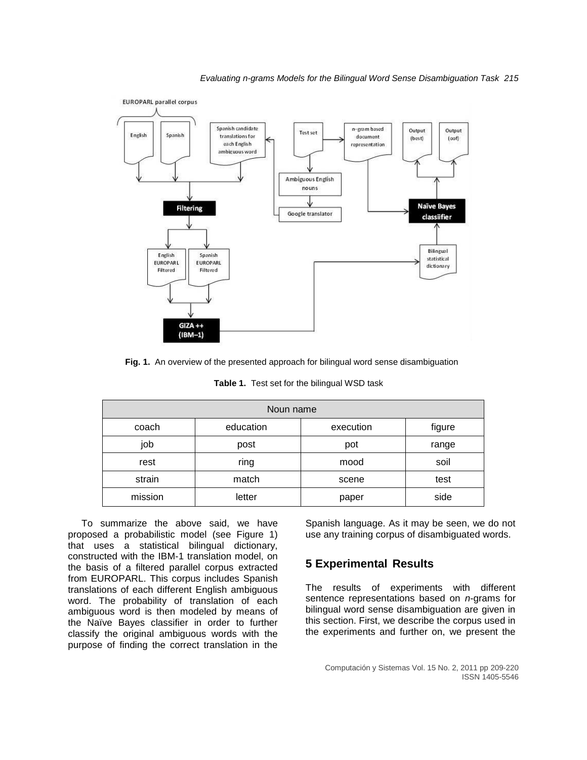**Fig. 1.** An overview of the presented approach for bilingual word sense disambiguation

**Table 1.** Test set for the bilingual WSD task

| Noun name | | | |
|---|---|---|---|
| coach | education | execution | figure |
| job | post | pot | range |
| rest | ring | mood | soil |
| strain | match | scene | test |
| mission | letter | paper | side |

To summarize the above said, we have proposed a probabilistic model (see Figure 1) that uses a statistical bilingual dictionary, constructed with the IBM-1 translation model, on the basis of a filtered parallel corpus extracted from EUROPARL. This corpus includes Spanish translations of each different English ambiguous word. The probability of translation of each ambiguous word is then modeled by means of the Naïve Bayes classifier in order to further classify the original ambiguous words with the purpose of finding the correct translation in the Spanish language. As it may be seen, we do not use any training corpus of disambiguated words.

## 5 Experimental Results

The results of experiments with different sentence representations based on *n*-grams for bilingual word sense disambiguation are given in this section. First, we describe the corpus used in the experiments and further on, we present the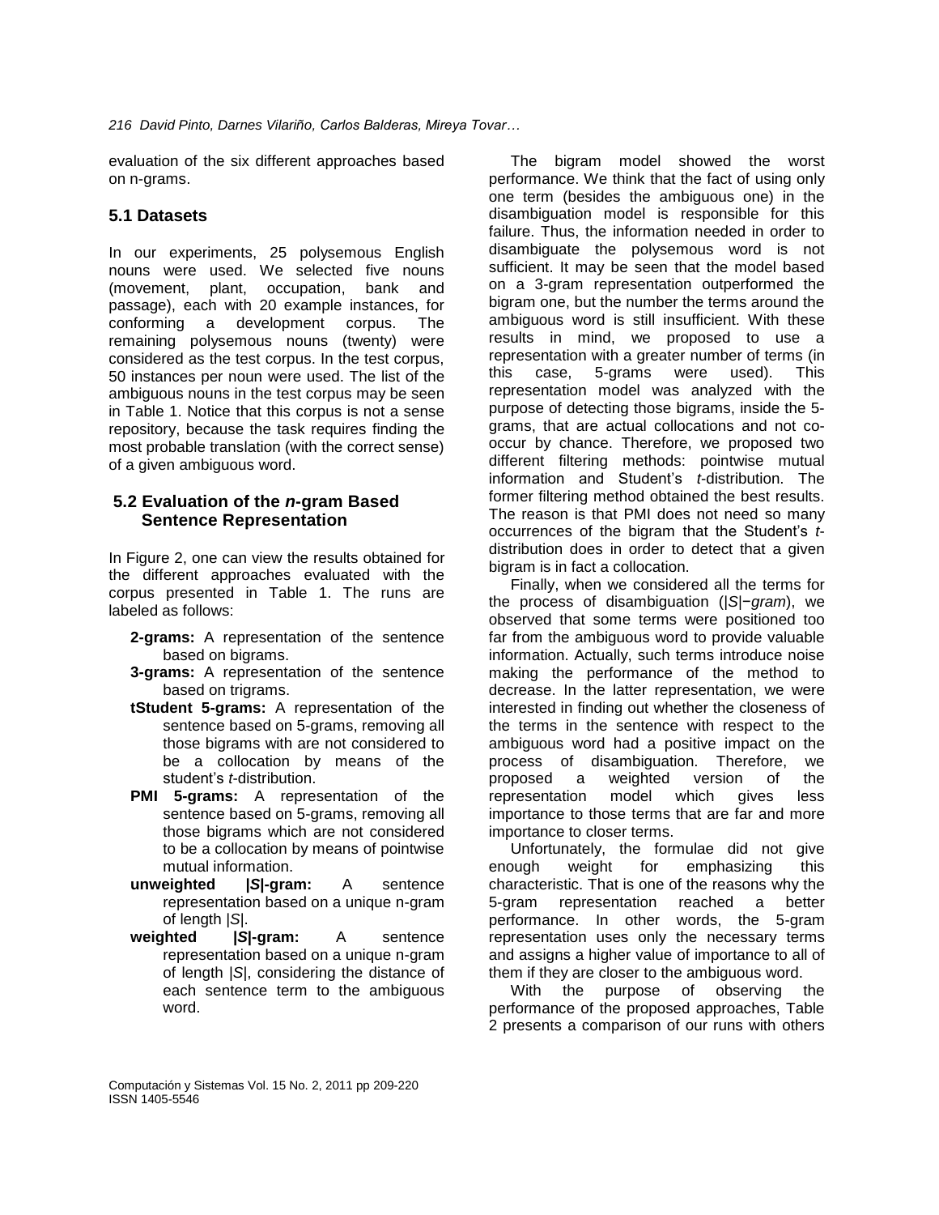evaluation of the six different approaches based on n-grams.

## 5.1 Datasets

In our experiments, 25 polysemous English nouns were used. We selected five nouns (movement, plant, occupation, bank and passage), each with 20 example instances, for conforming a development corpus. The remaining polysemous nouns (twenty) were considered as the test corpus. In the test corpus, 50 instances per noun were used. The list of the ambiguous nouns in the test corpus may be seen in Table 1. Notice that this corpus is not a sense repository, because the task requires finding the most probable translation (with the correct sense) of a given ambiguous word.

## 5.2 Evaluation of the *n*-gram Based Sentence Representation

In Figure 2, one can view the results obtained for the different approaches evaluated with the corpus presented in Table 1. The runs are labeled as follows:

- **2-grams:** A representation of the sentence based on bigrams.
- **3-grams:** A representation of the sentence based on trigrams.
- **tStudent 5-grams:** A representation of the sentence based on 5-grams, removing all those bigrams with are not considered to be a collocation by means of the student's *t*-distribution.
- **PMI 5-grams:** A representation of the sentence based on 5-grams, removing all those bigrams which are not considered to be a collocation by means of pointwise mutual information.
- **unweighted |*S*|-gram:** A sentence representation based on a unique n-gram of length |*S*|.
- **weighted |*S*|-gram:** A sentence representation based on a unique n-gram of length |*S*|, considering the distance of each sentence term to the ambiguous word.

The bigram model showed the worst performance. We think that the fact of using only one term (besides the ambiguous one) in the disambiguation model is responsible for this failure. Thus, the information needed in order to disambiguate the polysemous word is not sufficient. It may be seen that the model based on a 3-gram representation outperformed the bigram one, but the number the terms around the ambiguous word is still insufficient. With these results in mind, we proposed to use a representation with a greater number of terms (in this case, 5-grams were used). This representation model was analyzed with the purpose of detecting those bigrams, inside the 5-grams, that are actual collocations and not co-occur by chance. Therefore, we proposed two different filtering methods: pointwise mutual information and Student's *t*-distribution. The former filtering method obtained the best results. The reason is that PMI does not need so many occurrences of the bigram that the Student's *t*-distribution does in order to detect that a given bigram is in fact a collocation.

Finally, when we considered all the terms for the process of disambiguation (|*S*|−*gram*), we observed that some terms were positioned too far from the ambiguous word to provide valuable information. Actually, such terms introduce noise making the performance of the method to decrease. In the latter representation, we were interested in finding out whether the closeness of the terms in the sentence with respect to the ambiguous word had a positive impact on the process of disambiguation. Therefore, we proposed a weighted version of the representation model which gives less importance to those terms that are far and more importance to closer terms.

Unfortunately, the formulae did not give enough weight for emphasizing this characteristic. That is one of the reasons why the 5-gram representation reached a better performance. In other words, the 5-gram representation uses only the necessary terms and assigns a higher value of importance to all of them if they are closer to the ambiguous word.

With the purpose of observing the performance of the proposed approaches, Table 2 presents a comparison of our runs with others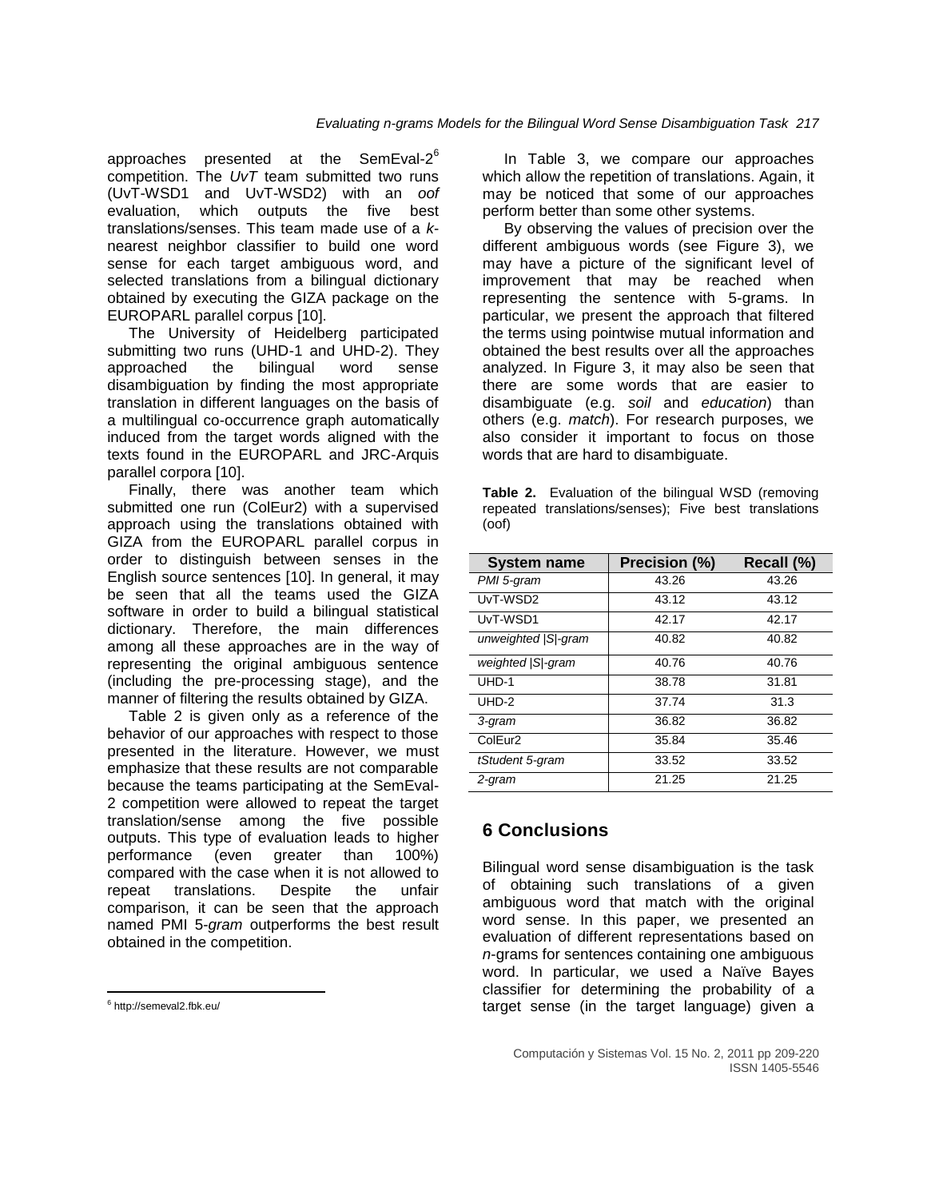approaches presented at the SemEval-2[6] competition. The *UvT* team submitted two runs (UvT-WSD1 and UvT-WSD2) with an *oof* evaluation, which outputs the five best translations/senses. This team made use of a *k*-nearest neighbor classifier to build one word sense for each target ambiguous word, and selected translations from a bilingual dictionary obtained by executing the GIZA package on the EUROPARL parallel corpus [10].

The University of Heidelberg participated submitting two runs (UHD-1 and UHD-2). They approached the bilingual word sense disambiguation by finding the most appropriate translation in different languages on the basis of a multilingual co-occurrence graph automatically induced from the target words aligned with the texts found in the EUROPARL and JRC-Arquis parallel corpora [10].

Finally, there was another team which submitted one run (ColEur2) with a supervised approach using the translations obtained with GIZA from the EUROPARL parallel corpus in order to distinguish between senses in the English source sentences [10]. In general, it may be seen that all the teams used the GIZA software in order to build a bilingual statistical dictionary. Therefore, the main differences among all these approaches are in the way of representing the original ambiguous sentence (including the pre-processing stage), and the manner of filtering the results obtained by GIZA.

Table 2 is given only as a reference of the behavior of our approaches with respect to those presented in the literature. However, we must emphasize that these results are not comparable because the teams participating at the SemEval-2 competition were allowed to repeat the target translation/sense among the five possible outputs. This type of evaluation leads to higher performance (even greater than 100%) compared with the case when it is not allowed to repeat translations. Despite the unfair comparison, it can be seen that the approach named PMI 5-*gram* outperforms the best result obtained in the competition.

[6] http://semeval2.fbk.eu/

In Table 3, we compare our approaches which allow the repetition of translations. Again, it may be noticed that some of our approaches perform better than some other systems.

By observing the values of precision over the different ambiguous words (see Figure 3), we may have a picture of the significant level of improvement that may be reached when representing the sentence with 5-grams. In particular, we present the approach that filtered the terms using pointwise mutual information and obtained the best results over all the approaches analyzed. In Figure 3, it may also be seen that there are some words that are easier to disambiguate (e.g. *soil* and *education*) than others (e.g. *match*). For research purposes, we also consider it important to focus on those words that are hard to disambiguate.

**Table 2.** Evaluation of the bilingual WSD (removing repeated translations/senses); Five best translations (oof)

| System name | Precision (%) | Recall (%) |
|---|---|---|
| *PMI 5-gram* | 43.26 | 43.26 |
| UvT-WSD2 | 43.12 | 43.12 |
| UvT-WSD1 | 42.17 | 42.17 |
| *unweighted \|S\|-gram* | 40.82 | 40.82 |
| *weighted \|S\|-gram* | 40.76 | 40.76 |
| UHD-1 | 38.78 | 31.81 |
| UHD-2 | 37.74 | 31.3 |
| *3-gram* | 36.82 | 36.82 |
| ColEur2 | 35.84 | 35.46 |
| *tStudent 5-gram* | 33.52 | 33.52 |
| *2-gram* | 21.25 | 21.25 |

## 6 Conclusions

Bilingual word sense disambiguation is the task of obtaining such translations of a given ambiguous word that match with the original word sense. In this paper, we presented an evaluation of different representations based on *n*-grams for sentences containing one ambiguous word. In particular, we used a Naïve Bayes classifier for determining the probability of a target sense (in the target language) given a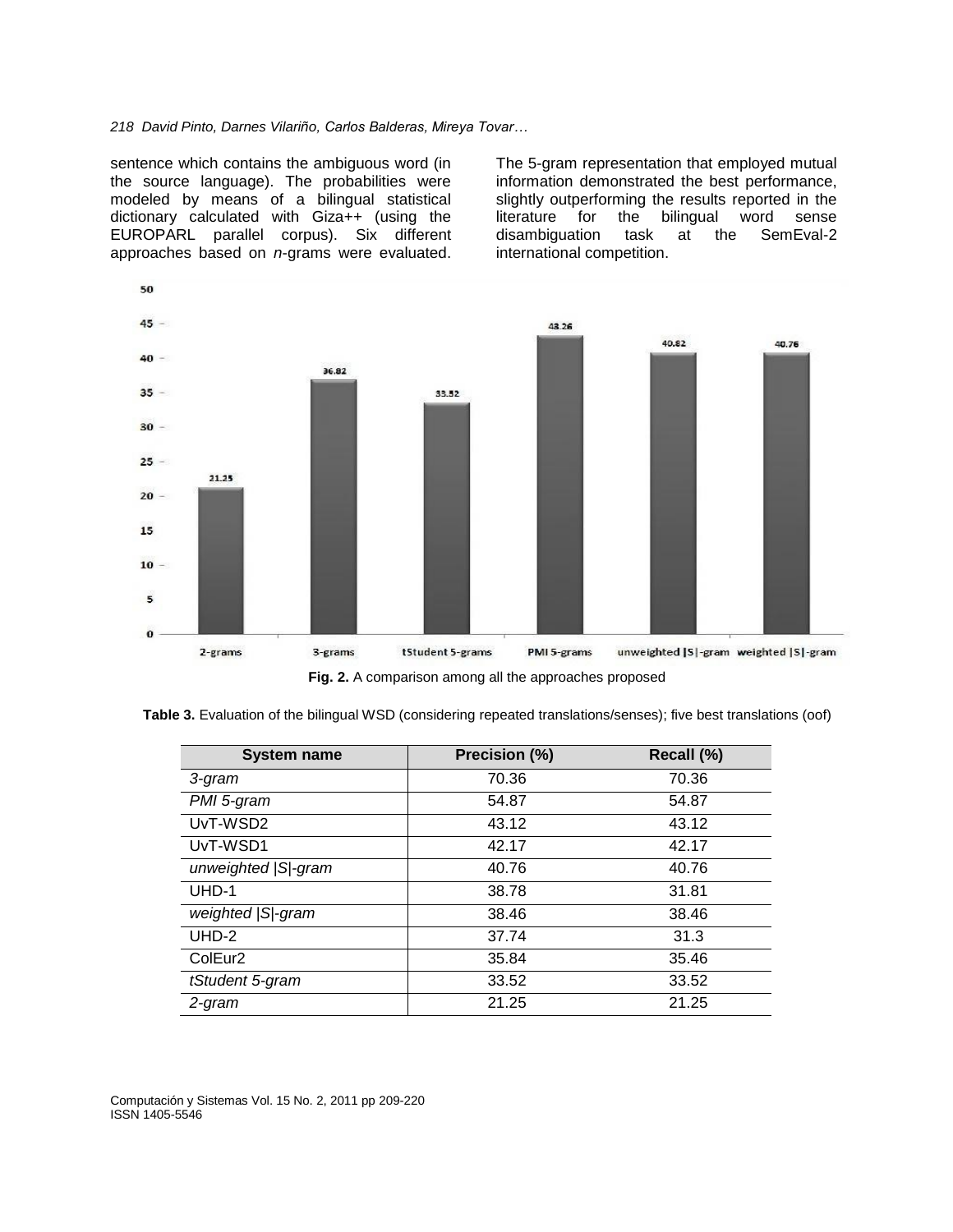sentence which contains the ambiguous word (in the source language). The probabilities were modeled by means of a bilingual statistical dictionary calculated with Giza++ (using the EUROPARL parallel corpus). Six different approaches based on *n*-grams were evaluated. The 5-gram representation that employed mutual information demonstrated the best performance, slightly outperforming the results reported in the literature for the bilingual word sense disambiguation task at the SemEval-2 international competition.

**Fig. 2.** A comparison among all the approaches proposed

**Table 3.** Evaluation of the bilingual WSD (considering repeated translations/senses); five best translations (oof)

| System name | Precision (%) | Recall (%) |
|---|---|---|
| *3-gram* | 70.36 | 70.36 |
| *PMI 5-gram* | 54.87 | 54.87 |
| UvT-WSD2 | 43.12 | 43.12 |
| UvT-WSD1 | 42.17 | 42.17 |
| *unweighted \|S\|-gram* | 40.76 | 40.76 |
| UHD-1 | 38.78 | 31.81 |
| *weighted \|S\|-gram* | 38.46 | 38.46 |
| UHD-2 | 37.74 | 31.3 |
| ColEur2 | 35.84 | 35.46 |
| *tStudent 5-gram* | 33.52 | 33.52 |
| *2-gram* | 21.25 | 21.25 |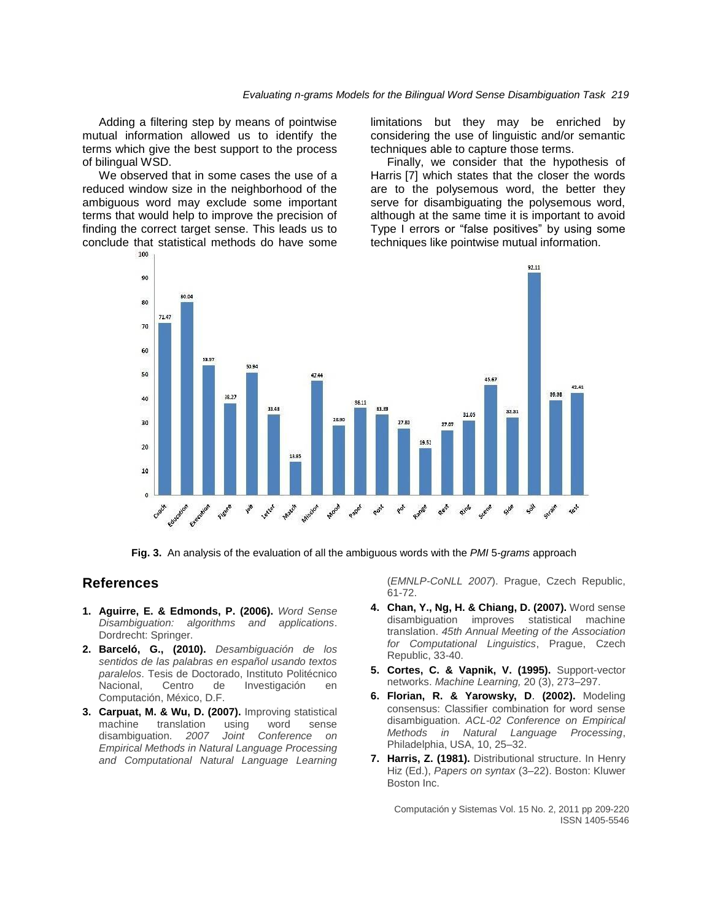Adding a filtering step by means of pointwise mutual information allowed us to identify the terms which give the best support to the process of bilingual WSD.

We observed that in some cases the use of a reduced window size in the neighborhood of the ambiguous word may exclude some important terms that would help to improve the precision of finding the correct target sense. This leads us to conclude that statistical methods do have some limitations but they may be enriched by considering the use of linguistic and/or semantic techniques able to capture those terms.

Finally, we consider that the hypothesis of Harris [7] which states that the closer the words are to the polysemous word, the better they serve for disambiguating the polysemous word, although at the same time it is important to avoid Type I errors or "false positives" by using some techniques like pointwise mutual information.

**Fig. 3.** An analysis of the evaluation of all the ambiguous words with the *PMI* 5-*grams* approach

## References

1. **Aguirre, E. & Edmonds, P. (2006).** *Word Sense Disambiguation: algorithms and applications*. Dordrecht: Springer.
2. **Barceló, G., (2010).** *Desambiguación de los sentidos de las palabras en español usando textos paralelos*. Tesis de Doctorado, Instituto Politécnico Nacional, Centro de Investigación en Computación, México, D.F.
3. **Carpuat, M. & Wu, D. (2007).** Improving statistical machine translation using word sense disambiguation. *2007 Joint Conference on Empirical Methods in Natural Language Processing and Computational Natural Language Learning* (*EMNLP-CoNLL 2007*). Prague, Czech Republic, 61-72.
4. **Chan, Y., Ng, H. & Chiang, D. (2007).** Word sense disambiguation improves statistical machine translation. *45th Annual Meeting of the Association for Computational Linguistics*, Prague, Czech Republic, 33-40.
5. **Cortes, C. & Vapnik, V. (1995).** Support-vector networks. *Machine Learning,* 20 (3), 273–297.
6. **Florian, R. & Yarowsky, D**. **(2002).** Modeling consensus: Classifier combination for word sense disambiguation. *ACL-02 Conference on Empirical Methods in Natural Language Processing*, Philadelphia, USA, 10, 25–32.
7. **Harris, Z. (1981).** Distributional structure. In Henry Hiz (Ed.), *Papers on syntax* (3–22). Boston: Kluwer Boston Inc.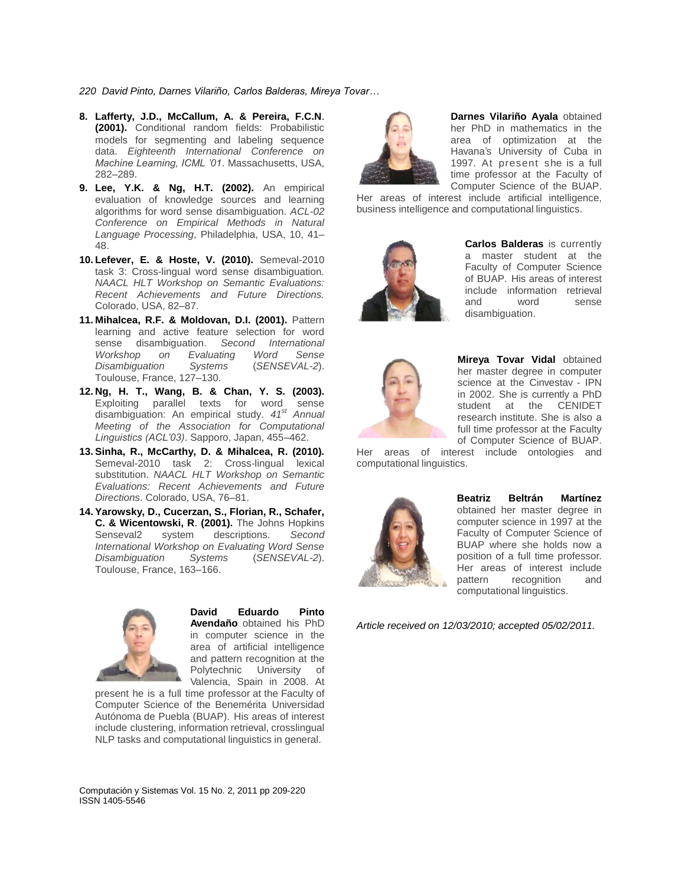8. **Lafferty, J.D., McCallum, A. & Pereira, F.C.N. (2001).** Conditional random fields: Probabilistic models for segmenting and labeling sequence data. *Eighteenth International Conference on Machine Learning, ICML '01*. Massachusetts, USA, 282–289.
9. **Lee, Y.K. & Ng, H.T. (2002).** An empirical evaluation of knowledge sources and learning algorithms for word sense disambiguation. *ACL-02 Conference on Empirical Methods in Natural Language Processing*, Philadelphia, USA, 10, 41–48.
10. **Lefever, E. & Hoste, V. (2010).** Semeval-2010 task 3: Cross-lingual word sense disambiguation. *NAACL HLT Workshop on Semantic Evaluations: Recent Achievements and Future Directions.* Colorado, USA, 82–87.
11. **Mihalcea, R.F. & Moldovan, D.I. (2001).** Pattern learning and active feature selection for word sense disambiguation. *Second International Workshop on Evaluating Word Sense Disambiguation Systems* (*SENSEVAL-2*). Toulouse, France, 127–130.
12. **Ng, H. T., Wang, B. & Chan, Y. S. (2003).** Exploiting parallel texts for word sense disambiguation: An empirical study. *41st Annual Meeting of the Association for Computational Linguistics (ACL'03)*. Sapporo, Japan, 455–462.
13. **Sinha, R., McCarthy, D. & Mihalcea, R. (2010).** Semeval-2010 task 2: Cross-lingual lexical substitution. *NAACL HLT Workshop on Semantic Evaluations: Recent Achievements and Future Directions*. Colorado, USA, 76–81.
14. **Yarowsky, D., Cucerzan, S., Florian, R., Schafer, C. & Wicentowski, R. (2001).** The Johns Hopkins Senseval2 system descriptions. *Second International Workshop on Evaluating Word Sense Disambiguation Systems* (*SENSEVAL-2*). Toulouse, France, 163–166.

**David Eduardo Pinto Avendaño** obtained his PhD in computer science in the area of artificial intelligence and pattern recognition at the Polytechnic University of Valencia, Spain in 2008. At present he is a full time professor at the Faculty of Computer Science of the Benemérita Universidad Autónoma de Puebla (BUAP). His areas of interest include clustering, information retrieval, crosslingual NLP tasks and computational linguistics in general.

**Darnes Vilariño Ayala** obtained her PhD in mathematics in the area of optimization at the Havana's University of Cuba in 1997. At present she is a full time professor at the Faculty of Computer Science of the BUAP. Her areas of interest include artificial intelligence, business intelligence and computational linguistics.

**Carlos Balderas** is currently a master student at the Faculty of Computer Science of BUAP. His areas of interest include information retrieval and word sense disambiguation.

**Mireya Tovar Vidal** obtained her master degree in computer science at the Cinvestav - IPN in 2002. She is currently a PhD student at the CENIDET research institute. She is also a full time professor at the Faculty of Computer Science of BUAP. Her areas of interest include ontologies and computational linguistics.

**Beatriz Beltrán Martínez** obtained her master degree in computer science in 1997 at the Faculty of Computer Science of BUAP where she holds now a position of a full time professor. Her areas of interest include pattern recognition and computational linguistics.

*Article received on 12/03/2010; accepted 05/02/2011.*